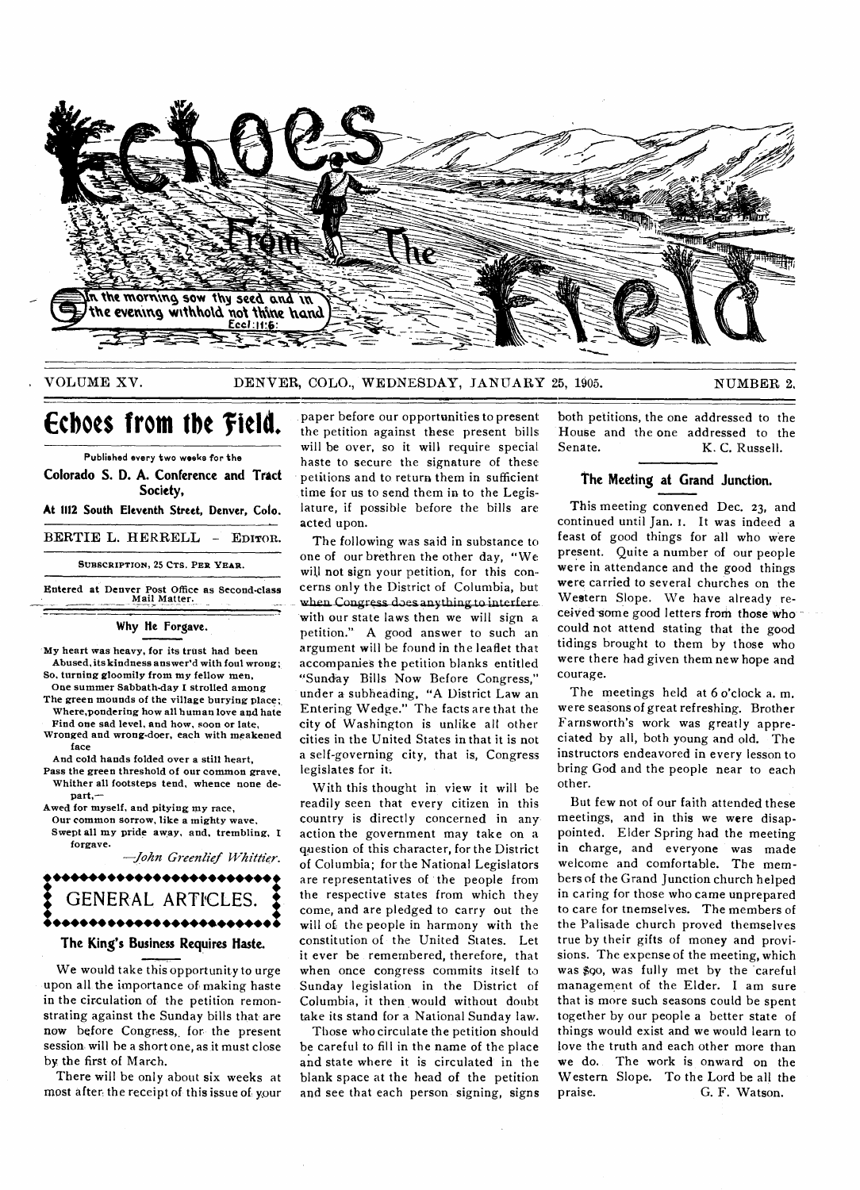# Echoes From The Field

*In the morning sow thy seed and in the evening withhold not thine hand.* Eccl. 11:6.

VOLUME XV. DENVER, COLO., WEDNESDAY, JANUARY 25, 1905. NUMBER 2.

## Echoes from the Field.

Published every two weeks for the

**Colorado S. D. A. Conference and Tract Society,**

**At 1112 South Eleventh Street, Denver, Colo.**

BERTIE L. HERRELL - EDITOR.

SUBSCRIPTION, 25 CTS. PER YEAR.

Entered at Denver Post Office as Second-class Mail Matter.

### Why He Forgave.

My heart was heavy, for its trust had been
Abused, its kindness answer'd with foul wrong;
So, turning gloomily from my fellow men,
One summer Sabbath-day I strolled among
The green mounds of the village burying place;
Where, pondering how all human love and hate
Find one sad level, and how, soon or late,
Wronged and wrong-doer, each with meakened face
And cold hands folded over a still heart,
Pass the green threshold of our common grave,
Whither all footsteps tend, whence none depart,—
Awed for myself, and pitying my race,
Our common sorrow, like a mighty wave,
Swept all my pride away, and, trembling, I forgave.

—*John Greenlief Whittier.*

## GENERAL ARTICLES.

### The King's Business Requires Haste.

We would take this opportunity to urge upon all the importance of making haste in the circulation of the petition remonstrating against the Sunday bills that are now before Congress, for the present session will be a short one, as it must close by the first of March.

There will be only about six weeks at most after the receipt of this issue of your paper before our opportunities to present the petition against these present bills will be over, so it will require special haste to secure the signature of these petitions and to return them in sufficient time for us to send them in to the Legislature, if possible before the bills are acted upon.

The following was said in substance to one of our brethren the other day, "We will not sign your petition, for this concerns only the District of Columbia, but when Congress does anything to interfere with our state laws then we will sign a petition." A good answer to such an argument will be found in the leaflet that accompanies the petition blanks entitled "Sunday Bills Now Before Congress," under a subheading, "A District Law an Entering Wedge." The facts are that the city of Washington is unlike all other cities in the United States in that it is not a self-governing city, that is, Congress legislates for it.

With this thought in view it will be readily seen that every citizen in this country is directly concerned in any action the government may take on a question of this character, for the District of Columbia; for the National Legislators are representatives of the people from the respective states from which they come, and are pledged to carry out the will of the people in harmony with the constitution of the United States. Let it ever be remembered, therefore, that when once congress commits itself to Sunday legislation in the District of Columbia, it then would without doubt take its stand for a National Sunday law.

Those who circulate the petition should be careful to fill in the name of the place and state where it is circulated in the blank space at the head of the petition and see that each person signing, signs both petitions, the one addressed to the House and the one addressed to the Senate.

K. C. Russell.

### The Meeting at Grand Junction.

This meeting convened Dec. 23, and continued until Jan. 1. It was indeed a feast of good things for all who were present. Quite a number of our people were in attendance and the good things were carried to several churches on the Western Slope. We have already received some good letters from those who could not attend stating that the good tidings brought to them by those who were there had given them new hope and courage.

The meetings held at 6 o'clock a. m. were seasons of great refreshing. Brother Farnsworth's work was greatly appreciated by all, both young and old. The instructors endeavored in every lesson to bring God and the people near to each other.

But few not of our faith attended these meetings, and in this we were disappointed. Elder Spring had the meeting in charge, and everyone was made welcome and comfortable. The members of the Grand Junction church helped in caring for those who came unprepared to care for themselves. The members of the Palisade church proved themselves true by their gifts of money and provisions. The expense of the meeting, which was $90, was fully met by the careful management of the Elder. I am sure that is more such seasons could be spent together by our people a better state of things would exist and we would learn to love the truth and each other more than we do. The work is onward on the Western Slope. To the Lord be all the praise.

G. F. Watson.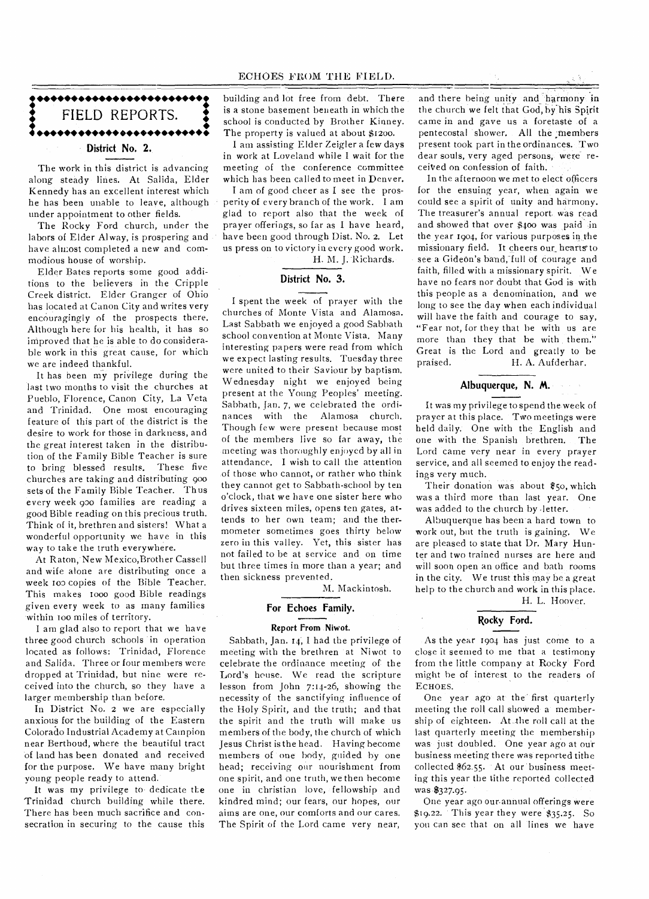# FIELD REPORTS.

## District No. 2.

The work in this district is advancing along steady lines. At Salida, Elder Kennedy has an excellent interest which he has been unable to leave, although under appointment to other fields.

The Rocky Ford church, under the labors of Elder Alway, is prospering and have almost completed a new and commodious house of worship.

Elder Bates reports some good additions to the believers in the Cripple Creek district. Elder Granger of Ohio has located at Canon City and writes very encouragingly of the prospects there. Although here for his health, it has so improved that he is able to do considerable work in this great cause, for which we are indeed thankful.

It has been my privilege during the last two months to visit the churches at Pueblo, Florence, Canon City, La Veta and Trinidad. One most encouraging feature of this part of the district is the desire to work for those in darkness, and the great interest taken in the distribution of the Family Bible Teacher is sure to bring blessed results. These five churches are taking and distributing 900 sets of the Family Bible Teacher. Thus every week 900 families are reading a good Bible reading on this precious truth. Think of it, brethren and sisters! What a wonderful opportunity we have in this way to take the truth everywhere.

At Raton, New Mexico, Brother Cassell and wife alone are distributing once a week 100 copies of the Bible Teacher. This makes 1000 good Bible readings given every week to as many families within 100 miles of territory.

I am glad also to report that we have three good church schools in operation located as follows: Trinidad, Florence and Salida. Three or four members were dropped at Trinidad, but nine were received into the church, so they have a larger membership than before.

In District No. 2 we are especially anxious for the building of the Eastern Colorado Industrial Academy at Campion near Berthoud, where the beautiful tract of land has been donated and received for the purpose. We have many bright young people ready to attend.

It was my privilege to dedicate the Trinidad church building while there. There has been much sacrifice and consecration in securing to the cause this building and lot free from debt. There is a stone basement beneath in which the school is conducted by Brother Kinney. The property is valued at about $1200.

I am assisting Elder Zeigler a few days in work at Loveland while I wait for the meeting of the conference committee which has been called to meet in Denver.

I am of good cheer as I see the prosperity of every branch of the work. I am glad to report also that the week of prayer offerings, so far as I have heard, have been good through Dist. No. 2. Let us press on to victory in every good work.

H. M. J. Richards.

## District No. 3.

I spent the week of prayer with the churches of Monte Vista and Alamosa. Last Sabbath we enjoyed a good Sabbath school convention at Monte Vista. Many interesting papers were read from which we expect lasting results. Tuesday three were united to their Saviour by baptism. Wednesday night we enjoyed being present at the Young Peoples' meeting. Sabbath, Jan. 7, we celebrated the ordinances with the Alamosa church. Though few were present because most of the members live so far away, the meeting was thoroughly enjoyed by all in attendance. I wish to call the attention of those who cannot, or rather who think they cannot get to Sabbath-school by ten o'clock, that we have one sister here who drives sixteen miles, opens ten gates, attends to her own team; and the thermometer sometimes goes thirty below zero in this valley. Yet, this sister has not failed to be at service and on time but three times in more than a year; and then sickness prevented.

M. Mackintosh.

## For Echoes Family.

### Report From Niwot.

Sabbath, Jan. 14, I had the privilege of meeting with the brethren at Niwot to celebrate the ordinance meeting of the Lord's house. We read the scripture lesson from John 7:14-26, showing the necessity of the sanctifying influence of the Holy Spirit, and the truth; and that the spirit and the truth will make us members of the body, the church of which Jesus Christ is the head. Having become members of one body, guided by one head; receiving our nourishment from one spirit, and one truth, we then become one in christian love, fellowship and kindred mind; our fears, our hopes, our aims are one, our comforts and our cares. The Spirit of the Lord came very near, and there being unity and harmony in the church we felt that God, by his Spirit came in and gave us a foretaste of a pentecostal shower. All the members present took part in the ordinances. Two dear souls, very aged persons, were received on confession of faith.

In the afternoon we met to elect officers for the ensuing year, when again we could see a spirit of unity and harmony. The treasurer's annual report was read and showed that over $400 was paid in the year 1904, for various purposes in the missionary field. It cheers our hearts to see a Gideon's band, full of courage and faith, filled with a missionary spirit. We have no fears nor doubt that God is with this people as a denomination, and we long to see the day when each individual will have the faith and courage to say, "Fear not, for they that be with us are more than they that be with them." Great is the Lord and greatly to be praised.

H. A. Aufderhar.

## Albuquerque, N. M.

It was my privilege to spend the week of prayer at this place. Two meetings were held daily. One with the English and one with the Spanish brethren. The Lord came very near in every prayer service, and all seemed to enjoy the readings very much.

Their donation was about $50, which was a third more than last year. One was added to the church by letter.

Albuquerque has been a hard town to work out, but the truth is gaining. We are pleased to state that Dr. Mary Hunter and two trained nurses are here and will soon open an office and bath rooms in the city. We trust this may be a great help to the church and work in this place.

H. L. Hoover.

## Rocky Ford.

As the year 1904 has just come to a close it seemed to me that a testimony from the little company at Rocky Ford might be of interest to the readers of ECHOES.

One year ago at the first quarterly meeting the roll call showed a membership of eighteen. At the roll call at the last quarterly meeting the membership was just doubled. One year ago at our business meeting there was reported tithe collected $62.55. At our business meeting this year the tithe reported collected was $327.95.

One year ago our annual offerings were $19.22. This year they were $35.25. So you can see that on all lines we have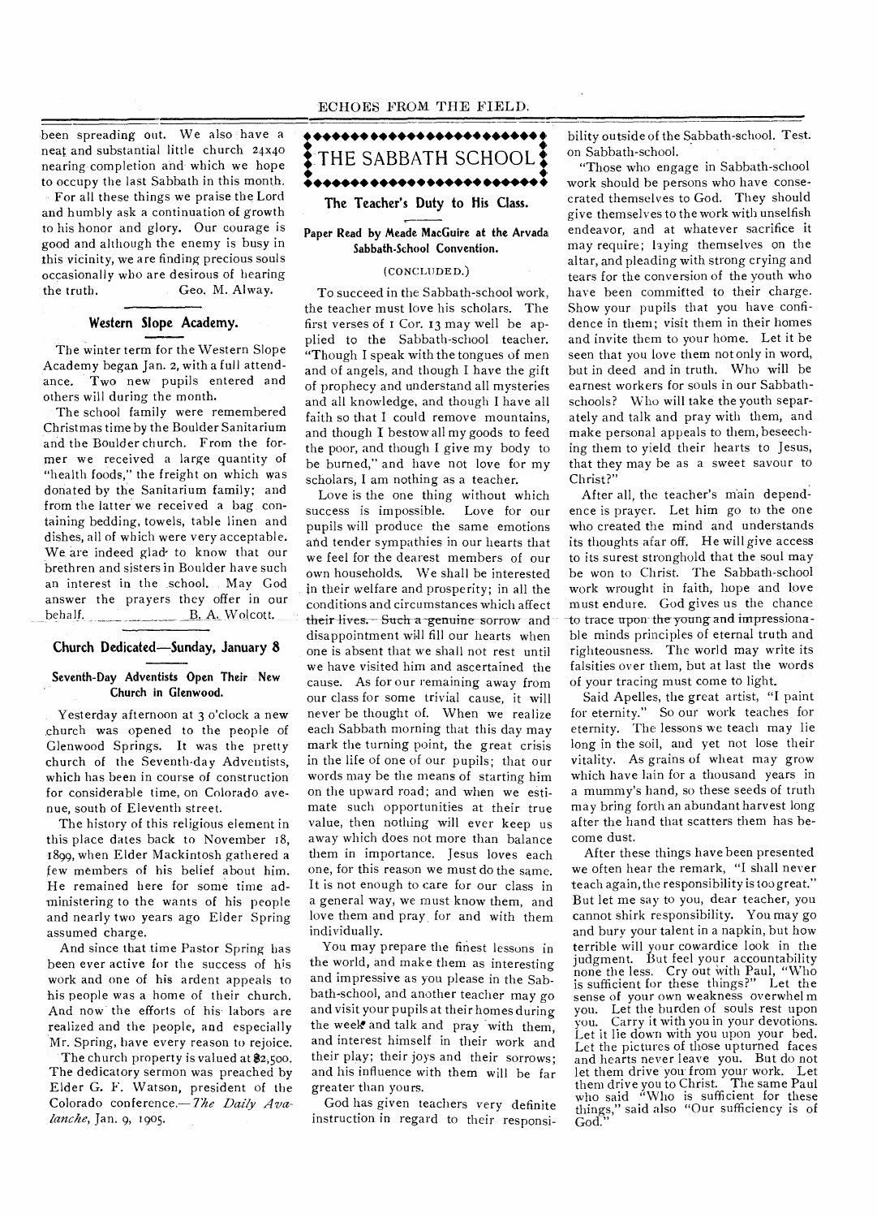been spreading out. We also have a neat and substantial little church 24x40 nearing completion and which we hope to occupy the last Sabbath in this month.

For all these things we praise the Lord and humbly ask a continuation of growth to his honor and glory. Our courage is good and although the enemy is busy in this vicinity, we are finding precious souls occasionally who are desirous of hearing the truth. Geo. M. Alway.

## Western Slope Academy.

The winter term for the Western Slope Academy began Jan. 2, with a full attendance. Two new pupils entered and others will during the month.

The school family were remembered Christmas time by the Boulder Sanitarium and the Boulder church. From the former we received a large quantity of "health foods," the freight on which was donated by the Sanitarium family; and from the latter we received a bag containing bedding, towels, table linen and dishes, all of which were very acceptable. We are indeed glad to know that our brethren and sisters in Boulder have such an interest in the school. May God answer the prayers they offer in our behalf. B. A. Wolcott.

## Church Dedicated—Sunday, January 8

### Seventh-Day Adventists Open Their New Church in Glenwood.

Yesterday afternoon at 3 o'clock a new church was opened to the people of Glenwood Springs. It was the pretty church of the Seventh-day Adventists, which has been in course of construction for considerable time, on Colorado avenue, south of Eleventh street.

The history of this religious element in this place dates back to November 18, 1899, when Elder Mackintosh gathered a few members of his belief about him. He remained here for some time administering to the wants of his people and nearly two years ago Elder Spring assumed charge.

And since that time Pastor Spring has been ever active for the success of his work and one of his ardent appeals to his people was a home of their church. And now the efforts of his labors are realized and the people, and especially Mr. Spring, have every reason to rejoice.

The church property is valued at $2,500. The dedicatory sermon was preached by Elder G. F. Watson, president of the Colorado conference.—*The Daily Avalanche*, Jan. 9, 1905.

# THE SABBATH SCHOOL

## The Teacher's Duty to His Class.

### Paper Read by Meade MacGuire at the Arvada Sabbath-School Convention.

(CONCLUDED.)

To succeed in the Sabbath-school work, the teacher must love his scholars. The first verses of 1 Cor. 13 may well be applied to the Sabbath-school teacher. "Though I speak with the tongues of men and of angels, and though I have the gift of prophecy and understand all mysteries and all knowledge, and though I have all faith so that I could remove mountains, and though I bestow all my goods to feed the poor, and though I give my body to be burned," and have not love for my scholars, I am nothing as a teacher.

Love is the one thing without which success is impossible. Love for our pupils will produce the same emotions and tender sympathies in our hearts that we feel for the dearest members of our own households. We shall be interested in their welfare and prosperity; in all the conditions and circumstances which affect their lives. Such a genuine sorrow and disappointment will fill our hearts when one is absent that we shall not rest until we have visited him and ascertained the cause. As for our remaining away from our class for some trivial cause, it will never be thought of. When we realize each Sabbath morning that this day may mark the turning point, the great crisis in the life of one of our pupils; that our words may be the means of starting him on the upward road; and when we estimate such opportunities at their true value, then nothing will ever keep us away which does not more than balance them in importance. Jesus loves each one, for this reason we must do the same. It is not enough to care for our class in a general way, we must know them, and love them and pray for and with them individually.

You may prepare the finest lessons in the world, and make them as interesting and impressive as you please in the Sabbath-school, and another teacher may go and visit your pupils at their homes during the week and talk and pray with them, and interest himself in their work and their play; their joys and their sorrows; and his influence with them will be far greater than yours.

God has given teachers very definite instruction in regard to their responsibility outside of the Sabbath-school. Test. on Sabbath-school.

"Those who engage in Sabbath-school work should be persons who have consecrated themselves to God. They should give themselves to the work with unselfish endeavor, and at whatever sacrifice it may require; laying themselves on the altar, and pleading with strong crying and tears for the conversion of the youth who have been committed to their charge. Show your pupils that you have confidence in them; visit them in their homes and invite them to your home. Let it be seen that you love them not only in word, but in deed and in truth. Who will be earnest workers for souls in our Sabbath-schools? Who will take the youth separately and talk and pray with them, and make personal appeals to them, beseeching them to yield their hearts to Jesus, that they may be as a sweet savour to Christ?"

After all, the teacher's main dependence is prayer. Let him go to the one who created the mind and understands its thoughts afar off. He will give access to its surest stronghold that the soul may be won to Christ. The Sabbath-school work wrought in faith, hope and love must endure. God gives us the chance to trace upon the young and impressionable minds principles of eternal truth and righteousness. The world may write its falsities over them, but at last the words of your tracing must come to light.

Said Apelles, the great artist, "I paint for eternity." So our work teaches for eternity. The lessons we teach may lie long in the soil, and yet not lose their vitality. As grains of wheat may grow which have lain for a thousand years in a mummy's hand, so these seeds of truth may bring forth an abundant harvest long after the hand that scatters them has become dust.

After these things have been presented we often hear the remark, "I shall never teach again, the responsibility is too great." But let me say to you, dear teacher, you cannot shirk responsibility. You may go and bury your talent in a napkin, but how terrible will your cowardice look in the judgment. But feel your accountability none the less. Cry out with Paul, "Who is sufficient for these things?" Let the sense of your own weakness overwhelm you. Let the burden of souls rest upon you. Carry it with you in your devotions. Let it lie down with you upon your bed. Let the pictures of those upturned faces and hearts never leave you. But do not let them drive you from your work. Let them drive you to Christ. The same Paul who said "Who is sufficient for these things," said also "Our sufficiency is of God."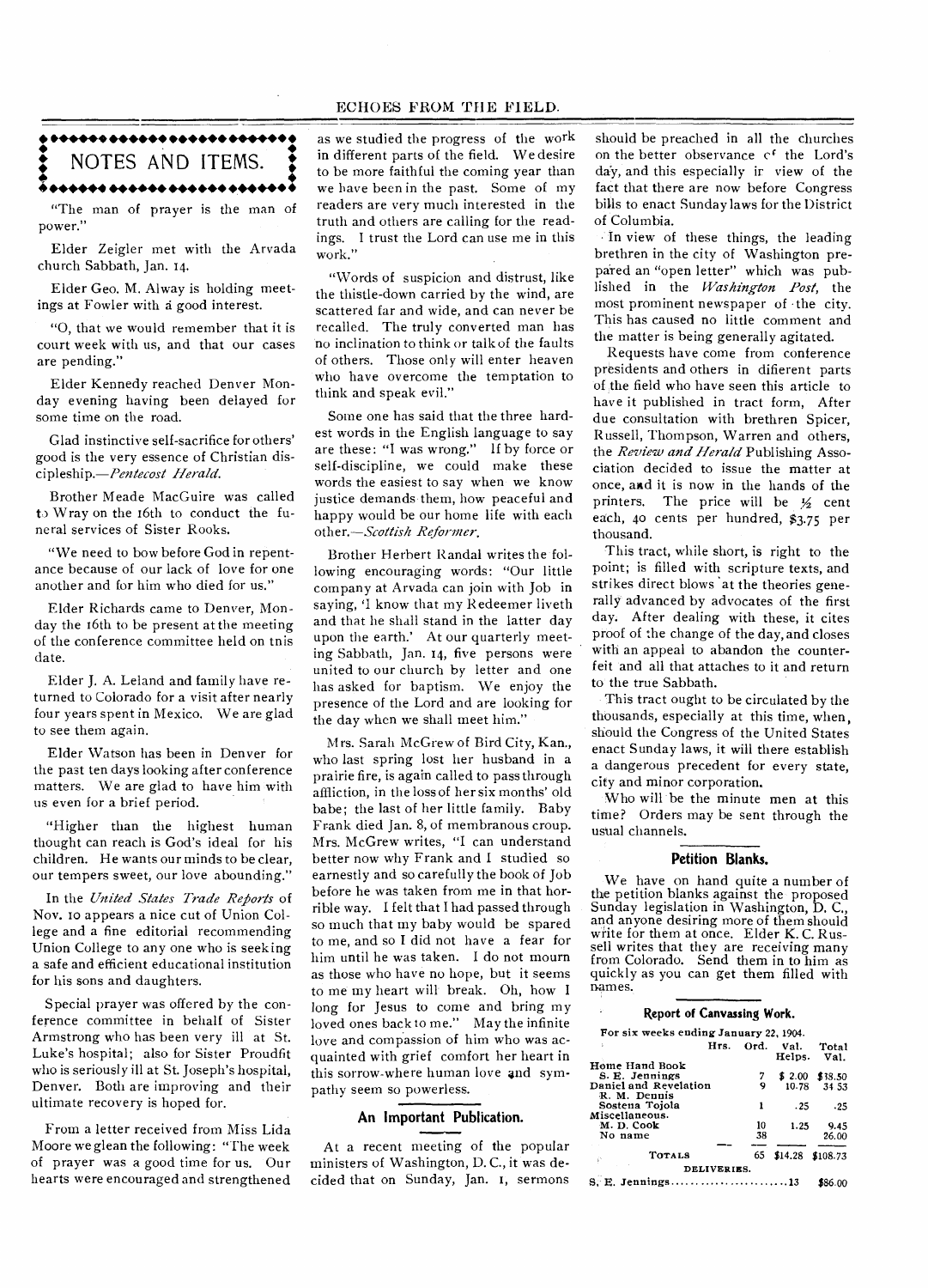## NOTES AND ITEMS.

"The man of prayer is the man of power."

Elder Zeigler met with the Arvada church Sabbath, Jan. 14.

Elder Geo. M. Alway is holding meetings at Fowler with a good interest.

"O, that we would remember that it is court week with us, and that our cases are pending."

Elder Kennedy reached Denver Monday evening having been delayed for some time on the road.

Glad instinctive self-sacrifice for others' good is the very essence of Christian discipleship.—*Pentecost Herald.*

Brother Meade MacGuire was called to Wray on the 16th to conduct the funeral services of Sister Rooks.

"We need to bow before God in repentance because of our lack of love for one another and for him who died for us."

Elder Richards came to Denver, Monday the 16th to be present at the meeting of the conference committee held on this date.

Elder J. A. Leland and family have returned to Colorado for a visit after nearly four years spent in Mexico. We are glad to see them again.

Elder Watson has been in Denver for the past ten days looking after conference matters. We are glad to have him with us even for a brief period.

"Higher than the highest human thought can reach is God's ideal for his children. He wants our minds to be clear, our tempers sweet, our love abounding."

In the *United States Trade Reports* of Nov. 10 appears a nice cut of Union College and a fine editorial recommending Union College to any one who is seeking a safe and efficient educational institution for his sons and daughters.

Special prayer was offered by the conference committee in behalf of Sister Armstrong who has been very ill at St. Luke's hospital; also for Sister Proudfit who is seriously ill at St. Joseph's hospital, Denver. Both are improving and their ultimate recovery is hoped for.

From a letter received from Miss Lida Moore we glean the following: "The week of prayer was a good time for us. Our hearts were encouraged and strengthened as we studied the progress of the work in different parts of the field. We desire to be more faithful the coming year than we have been in the past. Some of my readers are very much interested in the truth and others are calling for the readings. I trust the Lord can use me in this work."

"Words of suspicion and distrust, like the thistle-down carried by the wind, are scattered far and wide, and can never be recalled. The truly converted man has no inclination to think or talk of the faults of others. Those only will enter heaven who have overcome the temptation to think and speak evil."

Some one has said that the three hardest words in the English language to say are these: "I was wrong." If by force or self-discipline, we could make these words the easiest to say when we know justice demands them, how peaceful and happy would be our home life with each other.—*Scottish Reformer.*

Brother Herbert Randal writes the following encouraging words: "Our little company at Arvada can join with Job in saying, 'I know that my Redeemer liveth and that he shall stand in the latter day upon the earth.' At our quarterly meeting Sabbath, Jan. 14, five persons were united to our church by letter and one has asked for baptism. We enjoy the presence of the Lord and are looking for the day when we shall meet him."

Mrs. Sarah McGrew of Bird City, Kan., who last spring lost her husband in a prairie fire, is again called to pass through affliction, in the loss of her six months' old babe; the last of her little family. Baby Frank died Jan. 8, of membranous croup. Mrs. McGrew writes, "I can understand better now why Frank and I studied so earnestly and so carefully the book of Job before he was taken from me in that horrible way. I felt that I had passed through so much that my baby would be spared to me, and so I did not have a fear for him until he was taken. I do not mourn as those who have no hope, but it seems to me my heart will break. Oh, how I long for Jesus to come and bring my loved ones back to me." May the infinite love and compassion of him who was acquainted with grief comfort her heart in this sorrow where human love and sympathy seem so powerless.

### An Important Publication.

At a recent meeting of the popular ministers of Washington, D. C., it was decided that on Sunday, Jan. 1, sermons should be preached in all the churches on the better observance of the Lord's day, and this especially in view of the fact that there are now before Congress bills to enact Sunday laws for the District of Columbia.

In view of these things, the leading brethren in the city of Washington prepared an "open letter" which was published in the *Washington Post*, the most prominent newspaper of the city. This has caused no little comment and the matter is being generally agitated.

Requests have come from conference presidents and others in different parts of the field who have seen this article to have it published in tract form. After due consultation with brethren Spicer, Russell, Thompson, Warren and others, the *Review and Herald* Publishing Association decided to issue the matter at once, and it is now in the hands of the printers. The price will be ½ cent each, 40 cents per hundred, $3.75 per thousand.

This tract, while short, is right to the point; is filled with scripture texts, and strikes direct blows at the theories generally advanced by advocates of the first day. After dealing with these, it cites proof of the change of the day, and closes with an appeal to abandon the counterfeit and all that attaches to it and return to the true Sabbath.

This tract ought to be circulated by the thousands, especially at this time, when, should the Congress of the United States enact Sunday laws, it will there establish a dangerous precedent for every state, city and minor corporation.

Who will be the minute men at this time? Orders may be sent through the usual channels.

### Petition Blanks.

We have on hand quite a number of the petition blanks against the proposed Sunday legislation in Washington, D. C., and anyone desiring more of them should write for them at once. Elder K. C. Russell writes that they are receiving many from Colorado. Send them in to him as quickly as you can get them filled with names.

### Report of Canvassing Work.

For six weeks ending January 22, 1904.

| | Hrs. | Ord. | Val. Helps. | Total Val. |
|---|---|---|---|---|
| Home Hand Book | | | | |
| S. E. Jennings | | 7 | $ 2.00 | $18.50 |
| Daniel and Revelation | | 9 | 10.78 | 34 53 |
| R. M. Dennis | | | | |
| Sostena Tojola | | 1 | .25 | .25 |
| Miscellaneous. | | | | |
| M. D. Cook | | 10 | 1.25 | 9.45 |
| No name | | 38 | | 26.00 |
| TOTALS | | 65 | $14.28 | $108.73 |
| DELIVERIES. | | | | |
| S. E. Jennings | | 13 | | $86.00 |